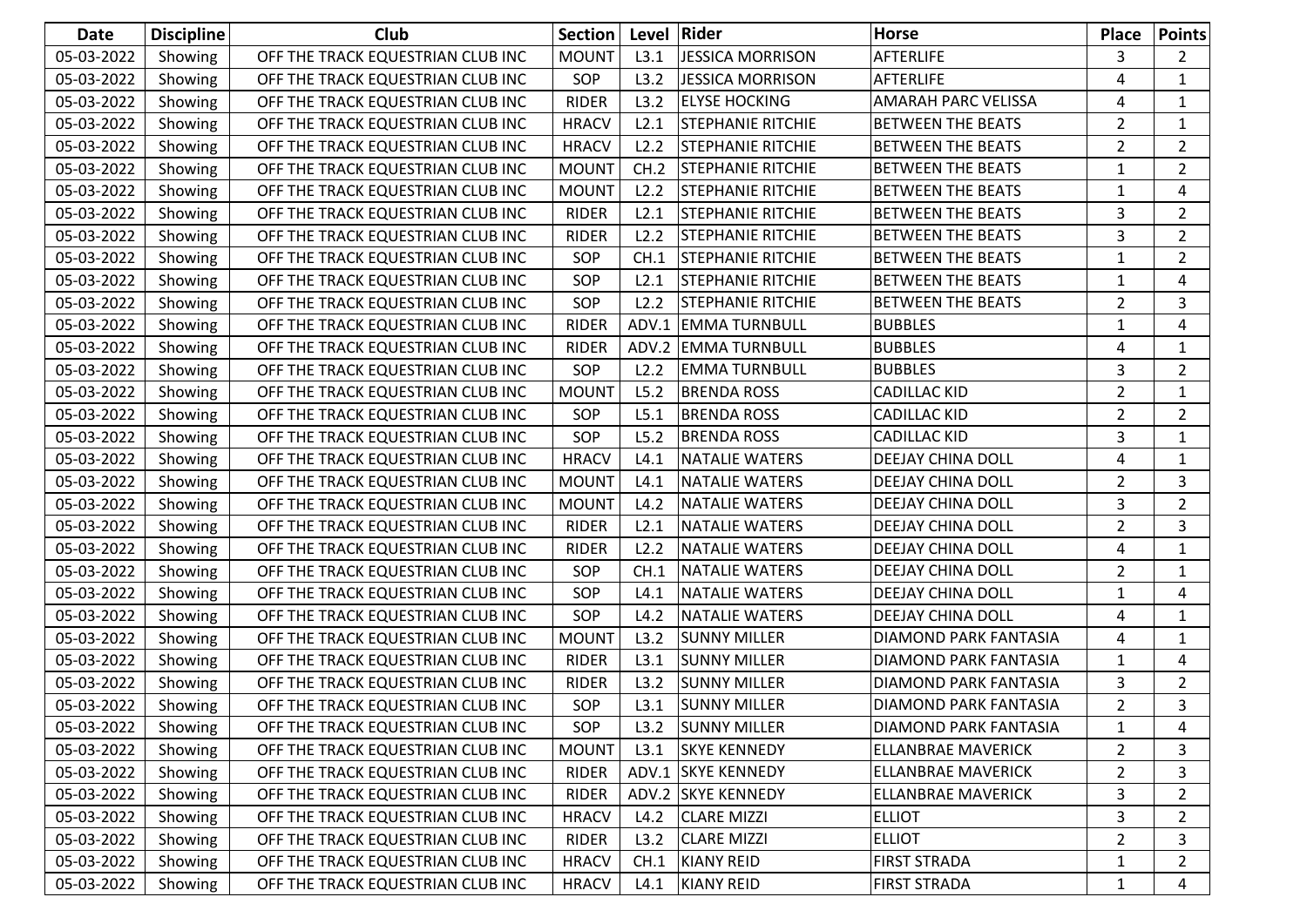| Date | Discipline | Club | Section | Level | Rider | Horse | Place | Points |
|---|---|---|---|---|---|---|---|---|
| 05-03-2022 | Showing | OFF THE TRACK EQUESTRIAN CLUB INC | MOUNT | L3.1 | JESSICA MORRISON | AFTERLIFE | 3 | 2 |
| 05-03-2022 | Showing | OFF THE TRACK EQUESTRIAN CLUB INC | SOP | L3.2 | JESSICA MORRISON | AFTERLIFE | 4 | 1 |
| 05-03-2022 | Showing | OFF THE TRACK EQUESTRIAN CLUB INC | RIDER | L3.2 | ELYSE HOCKING | AMARAH PARC VELISSA | 4 | 1 |
| 05-03-2022 | Showing | OFF THE TRACK EQUESTRIAN CLUB INC | HRACV | L2.1 | STEPHANIE RITCHIE | BETWEEN THE BEATS | 2 | 1 |
| 05-03-2022 | Showing | OFF THE TRACK EQUESTRIAN CLUB INC | HRACV | L2.2 | STEPHANIE RITCHIE | BETWEEN THE BEATS | 2 | 2 |
| 05-03-2022 | Showing | OFF THE TRACK EQUESTRIAN CLUB INC | MOUNT | CH.2 | STEPHANIE RITCHIE | BETWEEN THE BEATS | 1 | 2 |
| 05-03-2022 | Showing | OFF THE TRACK EQUESTRIAN CLUB INC | MOUNT | L2.2 | STEPHANIE RITCHIE | BETWEEN THE BEATS | 1 | 4 |
| 05-03-2022 | Showing | OFF THE TRACK EQUESTRIAN CLUB INC | RIDER | L2.1 | STEPHANIE RITCHIE | BETWEEN THE BEATS | 3 | 2 |
| 05-03-2022 | Showing | OFF THE TRACK EQUESTRIAN CLUB INC | RIDER | L2.2 | STEPHANIE RITCHIE | BETWEEN THE BEATS | 3 | 2 |
| 05-03-2022 | Showing | OFF THE TRACK EQUESTRIAN CLUB INC | SOP | CH.1 | STEPHANIE RITCHIE | BETWEEN THE BEATS | 1 | 2 |
| 05-03-2022 | Showing | OFF THE TRACK EQUESTRIAN CLUB INC | SOP | L2.1 | STEPHANIE RITCHIE | BETWEEN THE BEATS | 1 | 4 |
| 05-03-2022 | Showing | OFF THE TRACK EQUESTRIAN CLUB INC | SOP | L2.2 | STEPHANIE RITCHIE | BETWEEN THE BEATS | 2 | 3 |
| 05-03-2022 | Showing | OFF THE TRACK EQUESTRIAN CLUB INC | RIDER | ADV.1 | EMMA TURNBULL | BUBBLES | 1 | 4 |
| 05-03-2022 | Showing | OFF THE TRACK EQUESTRIAN CLUB INC | RIDER | ADV.2 | EMMA TURNBULL | BUBBLES | 4 | 1 |
| 05-03-2022 | Showing | OFF THE TRACK EQUESTRIAN CLUB INC | SOP | L2.2 | EMMA TURNBULL | BUBBLES | 3 | 2 |
| 05-03-2022 | Showing | OFF THE TRACK EQUESTRIAN CLUB INC | MOUNT | L5.2 | BRENDA ROSS | CADILLAC KID | 2 | 1 |
| 05-03-2022 | Showing | OFF THE TRACK EQUESTRIAN CLUB INC | SOP | L5.1 | BRENDA ROSS | CADILLAC KID | 2 | 2 |
| 05-03-2022 | Showing | OFF THE TRACK EQUESTRIAN CLUB INC | SOP | L5.2 | BRENDA ROSS | CADILLAC KID | 3 | 1 |
| 05-03-2022 | Showing | OFF THE TRACK EQUESTRIAN CLUB INC | HRACV | L4.1 | NATALIE WATERS | DEEJAY CHINA DOLL | 4 | 1 |
| 05-03-2022 | Showing | OFF THE TRACK EQUESTRIAN CLUB INC | MOUNT | L4.1 | NATALIE WATERS | DEEJAY CHINA DOLL | 2 | 3 |
| 05-03-2022 | Showing | OFF THE TRACK EQUESTRIAN CLUB INC | MOUNT | L4.2 | NATALIE WATERS | DEEJAY CHINA DOLL | 3 | 2 |
| 05-03-2022 | Showing | OFF THE TRACK EQUESTRIAN CLUB INC | RIDER | L2.1 | NATALIE WATERS | DEEJAY CHINA DOLL | 2 | 3 |
| 05-03-2022 | Showing | OFF THE TRACK EQUESTRIAN CLUB INC | RIDER | L2.2 | NATALIE WATERS | DEEJAY CHINA DOLL | 4 | 1 |
| 05-03-2022 | Showing | OFF THE TRACK EQUESTRIAN CLUB INC | SOP | CH.1 | NATALIE WATERS | DEEJAY CHINA DOLL | 2 | 1 |
| 05-03-2022 | Showing | OFF THE TRACK EQUESTRIAN CLUB INC | SOP | L4.1 | NATALIE WATERS | DEEJAY CHINA DOLL | 1 | 4 |
| 05-03-2022 | Showing | OFF THE TRACK EQUESTRIAN CLUB INC | SOP | L4.2 | NATALIE WATERS | DEEJAY CHINA DOLL | 4 | 1 |
| 05-03-2022 | Showing | OFF THE TRACK EQUESTRIAN CLUB INC | MOUNT | L3.2 | SUNNY MILLER | DIAMOND PARK FANTASIA | 4 | 1 |
| 05-03-2022 | Showing | OFF THE TRACK EQUESTRIAN CLUB INC | RIDER | L3.1 | SUNNY MILLER | DIAMOND PARK FANTASIA | 1 | 4 |
| 05-03-2022 | Showing | OFF THE TRACK EQUESTRIAN CLUB INC | RIDER | L3.2 | SUNNY MILLER | DIAMOND PARK FANTASIA | 3 | 2 |
| 05-03-2022 | Showing | OFF THE TRACK EQUESTRIAN CLUB INC | SOP | L3.1 | SUNNY MILLER | DIAMOND PARK FANTASIA | 2 | 3 |
| 05-03-2022 | Showing | OFF THE TRACK EQUESTRIAN CLUB INC | SOP | L3.2 | SUNNY MILLER | DIAMOND PARK FANTASIA | 1 | 4 |
| 05-03-2022 | Showing | OFF THE TRACK EQUESTRIAN CLUB INC | MOUNT | L3.1 | SKYE KENNEDY | ELLANBRAE MAVERICK | 2 | 3 |
| 05-03-2022 | Showing | OFF THE TRACK EQUESTRIAN CLUB INC | RIDER | ADV.1 | SKYE KENNEDY | ELLANBRAE MAVERICK | 2 | 3 |
| 05-03-2022 | Showing | OFF THE TRACK EQUESTRIAN CLUB INC | RIDER | ADV.2 | SKYE KENNEDY | ELLANBRAE MAVERICK | 3 | 2 |
| 05-03-2022 | Showing | OFF THE TRACK EQUESTRIAN CLUB INC | HRACV | L4.2 | CLARE MIZZI | ELLIOT | 3 | 2 |
| 05-03-2022 | Showing | OFF THE TRACK EQUESTRIAN CLUB INC | RIDER | L3.2 | CLARE MIZZI | ELLIOT | 2 | 3 |
| 05-03-2022 | Showing | OFF THE TRACK EQUESTRIAN CLUB INC | HRACV | CH.1 | KIANY REID | FIRST STRADA | 1 | 2 |
| 05-03-2022 | Showing | OFF THE TRACK EQUESTRIAN CLUB INC | HRACV | L4.1 | KIANY REID | FIRST STRADA | 1 | 4 |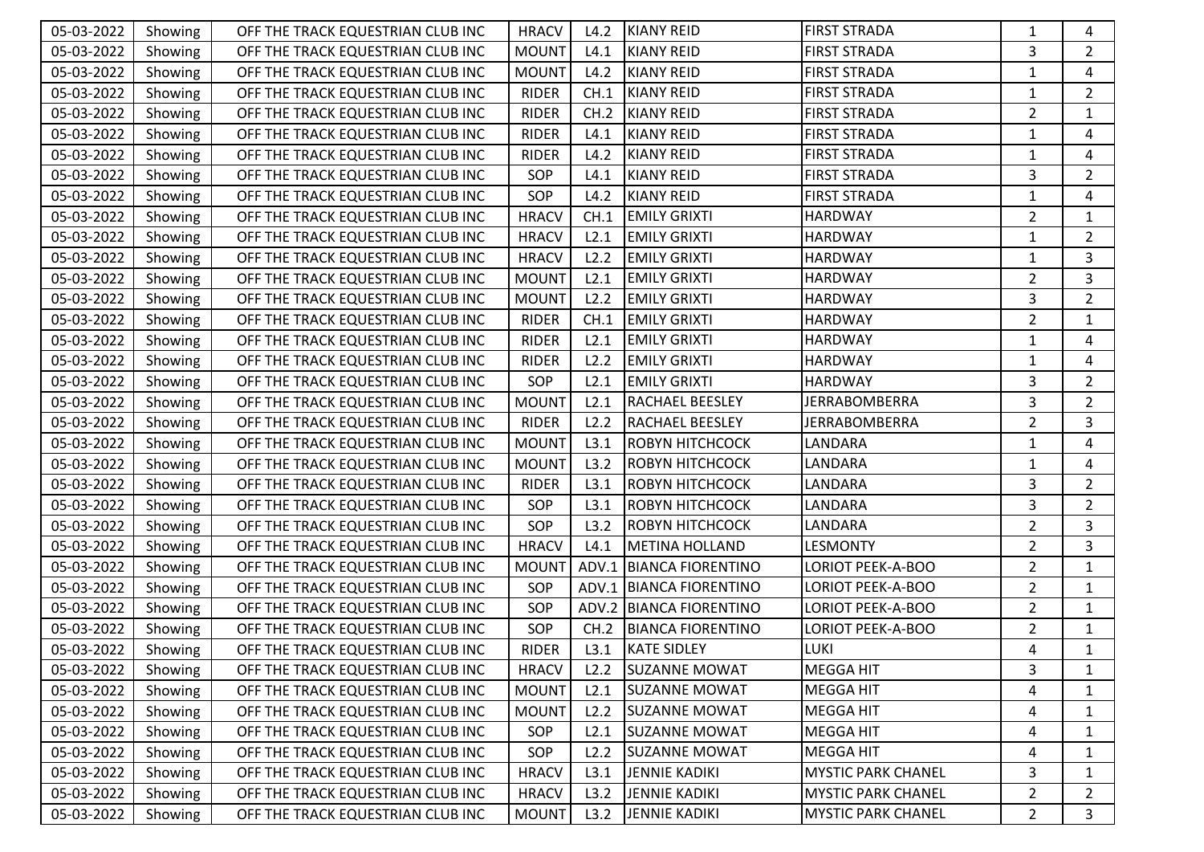| 05-03-2022 | Showing | OFF THE TRACK EQUESTRIAN CLUB INC | HRACV | L4.2 | KIANY REID | FIRST STRADA | 1 | 4 |
|---|---|---|---|---|---|---|---|---|
| 05-03-2022 | Showing | OFF THE TRACK EQUESTRIAN CLUB INC | MOUNT | L4.1 | KIANY REID | FIRST STRADA | 3 | 2 |
| 05-03-2022 | Showing | OFF THE TRACK EQUESTRIAN CLUB INC | MOUNT | L4.2 | KIANY REID | FIRST STRADA | 1 | 4 |
| 05-03-2022 | Showing | OFF THE TRACK EQUESTRIAN CLUB INC | RIDER | CH.1 | KIANY REID | FIRST STRADA | 1 | 2 |
| 05-03-2022 | Showing | OFF THE TRACK EQUESTRIAN CLUB INC | RIDER | CH.2 | KIANY REID | FIRST STRADA | 2 | 1 |
| 05-03-2022 | Showing | OFF THE TRACK EQUESTRIAN CLUB INC | RIDER | L4.1 | KIANY REID | FIRST STRADA | 1 | 4 |
| 05-03-2022 | Showing | OFF THE TRACK EQUESTRIAN CLUB INC | RIDER | L4.2 | KIANY REID | FIRST STRADA | 1 | 4 |
| 05-03-2022 | Showing | OFF THE TRACK EQUESTRIAN CLUB INC | SOP | L4.1 | KIANY REID | FIRST STRADA | 3 | 2 |
| 05-03-2022 | Showing | OFF THE TRACK EQUESTRIAN CLUB INC | SOP | L4.2 | KIANY REID | FIRST STRADA | 1 | 4 |
| 05-03-2022 | Showing | OFF THE TRACK EQUESTRIAN CLUB INC | HRACV | CH.1 | EMILY GRIXTI | HARDWAY | 2 | 1 |
| 05-03-2022 | Showing | OFF THE TRACK EQUESTRIAN CLUB INC | HRACV | L2.1 | EMILY GRIXTI | HARDWAY | 1 | 2 |
| 05-03-2022 | Showing | OFF THE TRACK EQUESTRIAN CLUB INC | HRACV | L2.2 | EMILY GRIXTI | HARDWAY | 1 | 3 |
| 05-03-2022 | Showing | OFF THE TRACK EQUESTRIAN CLUB INC | MOUNT | L2.1 | EMILY GRIXTI | HARDWAY | 2 | 3 |
| 05-03-2022 | Showing | OFF THE TRACK EQUESTRIAN CLUB INC | MOUNT | L2.2 | EMILY GRIXTI | HARDWAY | 3 | 2 |
| 05-03-2022 | Showing | OFF THE TRACK EQUESTRIAN CLUB INC | RIDER | CH.1 | EMILY GRIXTI | HARDWAY | 2 | 1 |
| 05-03-2022 | Showing | OFF THE TRACK EQUESTRIAN CLUB INC | RIDER | L2.1 | EMILY GRIXTI | HARDWAY | 1 | 4 |
| 05-03-2022 | Showing | OFF THE TRACK EQUESTRIAN CLUB INC | RIDER | L2.2 | EMILY GRIXTI | HARDWAY | 1 | 4 |
| 05-03-2022 | Showing | OFF THE TRACK EQUESTRIAN CLUB INC | SOP | L2.1 | EMILY GRIXTI | HARDWAY | 3 | 2 |
| 05-03-2022 | Showing | OFF THE TRACK EQUESTRIAN CLUB INC | MOUNT | L2.1 | RACHAEL BEESLEY | JERRABOMBERRA | 3 | 2 |
| 05-03-2022 | Showing | OFF THE TRACK EQUESTRIAN CLUB INC | RIDER | L2.2 | RACHAEL BEESLEY | JERRABOMBERRA | 2 | 3 |
| 05-03-2022 | Showing | OFF THE TRACK EQUESTRIAN CLUB INC | MOUNT | L3.1 | ROBYN HITCHCOCK | LANDARA | 1 | 4 |
| 05-03-2022 | Showing | OFF THE TRACK EQUESTRIAN CLUB INC | MOUNT | L3.2 | ROBYN HITCHCOCK | LANDARA | 1 | 4 |
| 05-03-2022 | Showing | OFF THE TRACK EQUESTRIAN CLUB INC | RIDER | L3.1 | ROBYN HITCHCOCK | LANDARA | 3 | 2 |
| 05-03-2022 | Showing | OFF THE TRACK EQUESTRIAN CLUB INC | SOP | L3.1 | ROBYN HITCHCOCK | LANDARA | 3 | 2 |
| 05-03-2022 | Showing | OFF THE TRACK EQUESTRIAN CLUB INC | SOP | L3.2 | ROBYN HITCHCOCK | LANDARA | 2 | 3 |
| 05-03-2022 | Showing | OFF THE TRACK EQUESTRIAN CLUB INC | HRACV | L4.1 | METINA HOLLAND | LESMONTY | 2 | 3 |
| 05-03-2022 | Showing | OFF THE TRACK EQUESTRIAN CLUB INC | MOUNT | ADV.1 | BIANCA FIORENTINO | LORIOT PEEK-A-BOO | 2 | 1 |
| 05-03-2022 | Showing | OFF THE TRACK EQUESTRIAN CLUB INC | SOP | ADV.1 | BIANCA FIORENTINO | LORIOT PEEK-A-BOO | 2 | 1 |
| 05-03-2022 | Showing | OFF THE TRACK EQUESTRIAN CLUB INC | SOP | ADV.2 | BIANCA FIORENTINO | LORIOT PEEK-A-BOO | 2 | 1 |
| 05-03-2022 | Showing | OFF THE TRACK EQUESTRIAN CLUB INC | SOP | CH.2 | BIANCA FIORENTINO | LORIOT PEEK-A-BOO | 2 | 1 |
| 05-03-2022 | Showing | OFF THE TRACK EQUESTRIAN CLUB INC | RIDER | L3.1 | KATE SIDLEY | LUKI | 4 | 1 |
| 05-03-2022 | Showing | OFF THE TRACK EQUESTRIAN CLUB INC | HRACV | L2.2 | SUZANNE MOWAT | MEGGA HIT | 3 | 1 |
| 05-03-2022 | Showing | OFF THE TRACK EQUESTRIAN CLUB INC | MOUNT | L2.1 | SUZANNE MOWAT | MEGGA HIT | 4 | 1 |
| 05-03-2022 | Showing | OFF THE TRACK EQUESTRIAN CLUB INC | MOUNT | L2.2 | SUZANNE MOWAT | MEGGA HIT | 4 | 1 |
| 05-03-2022 | Showing | OFF THE TRACK EQUESTRIAN CLUB INC | SOP | L2.1 | SUZANNE MOWAT | MEGGA HIT | 4 | 1 |
| 05-03-2022 | Showing | OFF THE TRACK EQUESTRIAN CLUB INC | SOP | L2.2 | SUZANNE MOWAT | MEGGA HIT | 4 | 1 |
| 05-03-2022 | Showing | OFF THE TRACK EQUESTRIAN CLUB INC | HRACV | L3.1 | JENNIE KADIKI | MYSTIC PARK CHANEL | 3 | 1 |
| 05-03-2022 | Showing | OFF THE TRACK EQUESTRIAN CLUB INC | HRACV | L3.2 | JENNIE KADIKI | MYSTIC PARK CHANEL | 2 | 2 |
| 05-03-2022 | Showing | OFF THE TRACK EQUESTRIAN CLUB INC | MOUNT | L3.2 | JENNIE KADIKI | MYSTIC PARK CHANEL | 2 | 3 |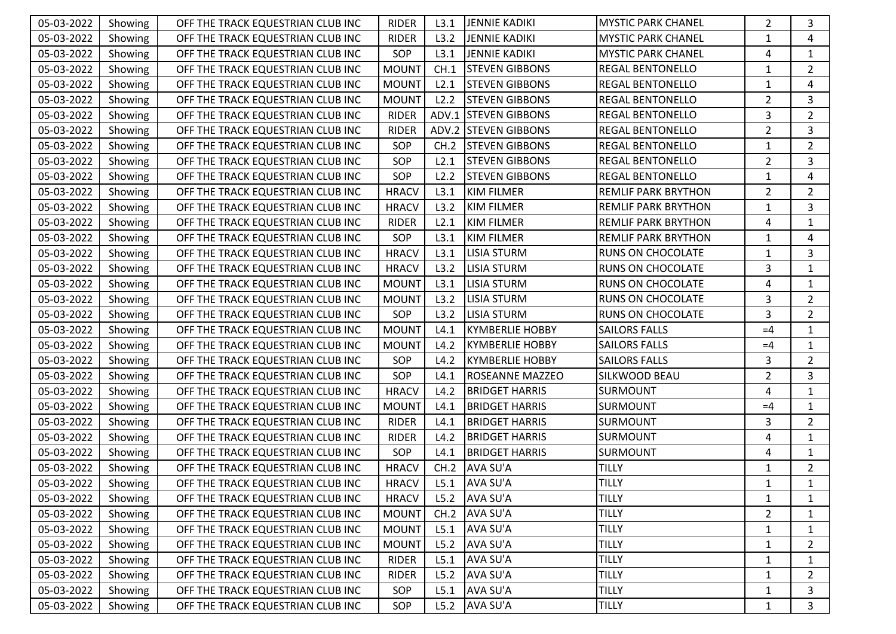| 05-03-2022 | Showing | OFF THE TRACK EQUESTRIAN CLUB INC | RIDER | L3.1 | JENNIE KADIKI | MYSTIC PARK CHANEL | 2 | 3 |
|---|---|---|---|---|---|---|---|---|
| 05-03-2022 | Showing | OFF THE TRACK EQUESTRIAN CLUB INC | RIDER | L3.2 | JENNIE KADIKI | MYSTIC PARK CHANEL | 1 | 4 |
| 05-03-2022 | Showing | OFF THE TRACK EQUESTRIAN CLUB INC | SOP | L3.1 | JENNIE KADIKI | MYSTIC PARK CHANEL | 4 | 1 |
| 05-03-2022 | Showing | OFF THE TRACK EQUESTRIAN CLUB INC | MOUNT | CH.1 | STEVEN GIBBONS | REGAL BENTONELLO | 1 | 2 |
| 05-03-2022 | Showing | OFF THE TRACK EQUESTRIAN CLUB INC | MOUNT | L2.1 | STEVEN GIBBONS | REGAL BENTONELLO | 1 | 4 |
| 05-03-2022 | Showing | OFF THE TRACK EQUESTRIAN CLUB INC | MOUNT | L2.2 | STEVEN GIBBONS | REGAL BENTONELLO | 2 | 3 |
| 05-03-2022 | Showing | OFF THE TRACK EQUESTRIAN CLUB INC | RIDER | ADV.1 | STEVEN GIBBONS | REGAL BENTONELLO | 3 | 2 |
| 05-03-2022 | Showing | OFF THE TRACK EQUESTRIAN CLUB INC | RIDER | ADV.2 | STEVEN GIBBONS | REGAL BENTONELLO | 2 | 3 |
| 05-03-2022 | Showing | OFF THE TRACK EQUESTRIAN CLUB INC | SOP | CH.2 | STEVEN GIBBONS | REGAL BENTONELLO | 1 | 2 |
| 05-03-2022 | Showing | OFF THE TRACK EQUESTRIAN CLUB INC | SOP | L2.1 | STEVEN GIBBONS | REGAL BENTONELLO | 2 | 3 |
| 05-03-2022 | Showing | OFF THE TRACK EQUESTRIAN CLUB INC | SOP | L2.2 | STEVEN GIBBONS | REGAL BENTONELLO | 1 | 4 |
| 05-03-2022 | Showing | OFF THE TRACK EQUESTRIAN CLUB INC | HRACV | L3.1 | KIM FILMER | REMLIF PARK BRYTHON | 2 | 2 |
| 05-03-2022 | Showing | OFF THE TRACK EQUESTRIAN CLUB INC | HRACV | L3.2 | KIM FILMER | REMLIF PARK BRYTHON | 1 | 3 |
| 05-03-2022 | Showing | OFF THE TRACK EQUESTRIAN CLUB INC | RIDER | L2.1 | KIM FILMER | REMLIF PARK BRYTHON | 4 | 1 |
| 05-03-2022 | Showing | OFF THE TRACK EQUESTRIAN CLUB INC | SOP | L3.1 | KIM FILMER | REMLIF PARK BRYTHON | 1 | 4 |
| 05-03-2022 | Showing | OFF THE TRACK EQUESTRIAN CLUB INC | HRACV | L3.1 | LISIA STURM | RUNS ON CHOCOLATE | 1 | 3 |
| 05-03-2022 | Showing | OFF THE TRACK EQUESTRIAN CLUB INC | HRACV | L3.2 | LISIA STURM | RUNS ON CHOCOLATE | 3 | 1 |
| 05-03-2022 | Showing | OFF THE TRACK EQUESTRIAN CLUB INC | MOUNT | L3.1 | LISIA STURM | RUNS ON CHOCOLATE | 4 | 1 |
| 05-03-2022 | Showing | OFF THE TRACK EQUESTRIAN CLUB INC | MOUNT | L3.2 | LISIA STURM | RUNS ON CHOCOLATE | 3 | 2 |
| 05-03-2022 | Showing | OFF THE TRACK EQUESTRIAN CLUB INC | SOP | L3.2 | LISIA STURM | RUNS ON CHOCOLATE | 3 | 2 |
| 05-03-2022 | Showing | OFF THE TRACK EQUESTRIAN CLUB INC | MOUNT | L4.1 | KYMBERLIE HOBBY | SAILORS FALLS | =4 | 1 |
| 05-03-2022 | Showing | OFF THE TRACK EQUESTRIAN CLUB INC | MOUNT | L4.2 | KYMBERLIE HOBBY | SAILORS FALLS | =4 | 1 |
| 05-03-2022 | Showing | OFF THE TRACK EQUESTRIAN CLUB INC | SOP | L4.2 | KYMBERLIE HOBBY | SAILORS FALLS | 3 | 2 |
| 05-03-2022 | Showing | OFF THE TRACK EQUESTRIAN CLUB INC | SOP | L4.1 | ROSEANNE MAZZEO | SILKWOOD BEAU | 2 | 3 |
| 05-03-2022 | Showing | OFF THE TRACK EQUESTRIAN CLUB INC | HRACV | L4.2 | BRIDGET HARRIS | SURMOUNT | 4 | 1 |
| 05-03-2022 | Showing | OFF THE TRACK EQUESTRIAN CLUB INC | MOUNT | L4.1 | BRIDGET HARRIS | SURMOUNT | =4 | 1 |
| 05-03-2022 | Showing | OFF THE TRACK EQUESTRIAN CLUB INC | RIDER | L4.1 | BRIDGET HARRIS | SURMOUNT | 3 | 2 |
| 05-03-2022 | Showing | OFF THE TRACK EQUESTRIAN CLUB INC | RIDER | L4.2 | BRIDGET HARRIS | SURMOUNT | 4 | 1 |
| 05-03-2022 | Showing | OFF THE TRACK EQUESTRIAN CLUB INC | SOP | L4.1 | BRIDGET HARRIS | SURMOUNT | 4 | 1 |
| 05-03-2022 | Showing | OFF THE TRACK EQUESTRIAN CLUB INC | HRACV | CH.2 | AVA SU'A | TILLY | 1 | 2 |
| 05-03-2022 | Showing | OFF THE TRACK EQUESTRIAN CLUB INC | HRACV | L5.1 | AVA SU'A | TILLY | 1 | 1 |
| 05-03-2022 | Showing | OFF THE TRACK EQUESTRIAN CLUB INC | HRACV | L5.2 | AVA SU'A | TILLY | 1 | 1 |
| 05-03-2022 | Showing | OFF THE TRACK EQUESTRIAN CLUB INC | MOUNT | CH.2 | AVA SU'A | TILLY | 2 | 1 |
| 05-03-2022 | Showing | OFF THE TRACK EQUESTRIAN CLUB INC | MOUNT | L5.1 | AVA SU'A | TILLY | 1 | 1 |
| 05-03-2022 | Showing | OFF THE TRACK EQUESTRIAN CLUB INC | MOUNT | L5.2 | AVA SU'A | TILLY | 1 | 2 |
| 05-03-2022 | Showing | OFF THE TRACK EQUESTRIAN CLUB INC | RIDER | L5.1 | AVA SU'A | TILLY | 1 | 1 |
| 05-03-2022 | Showing | OFF THE TRACK EQUESTRIAN CLUB INC | RIDER | L5.2 | AVA SU'A | TILLY | 1 | 2 |
| 05-03-2022 | Showing | OFF THE TRACK EQUESTRIAN CLUB INC | SOP | L5.1 | AVA SU'A | TILLY | 1 | 3 |
| 05-03-2022 | Showing | OFF THE TRACK EQUESTRIAN CLUB INC | SOP | L5.2 | AVA SU'A | TILLY | 1 | 3 |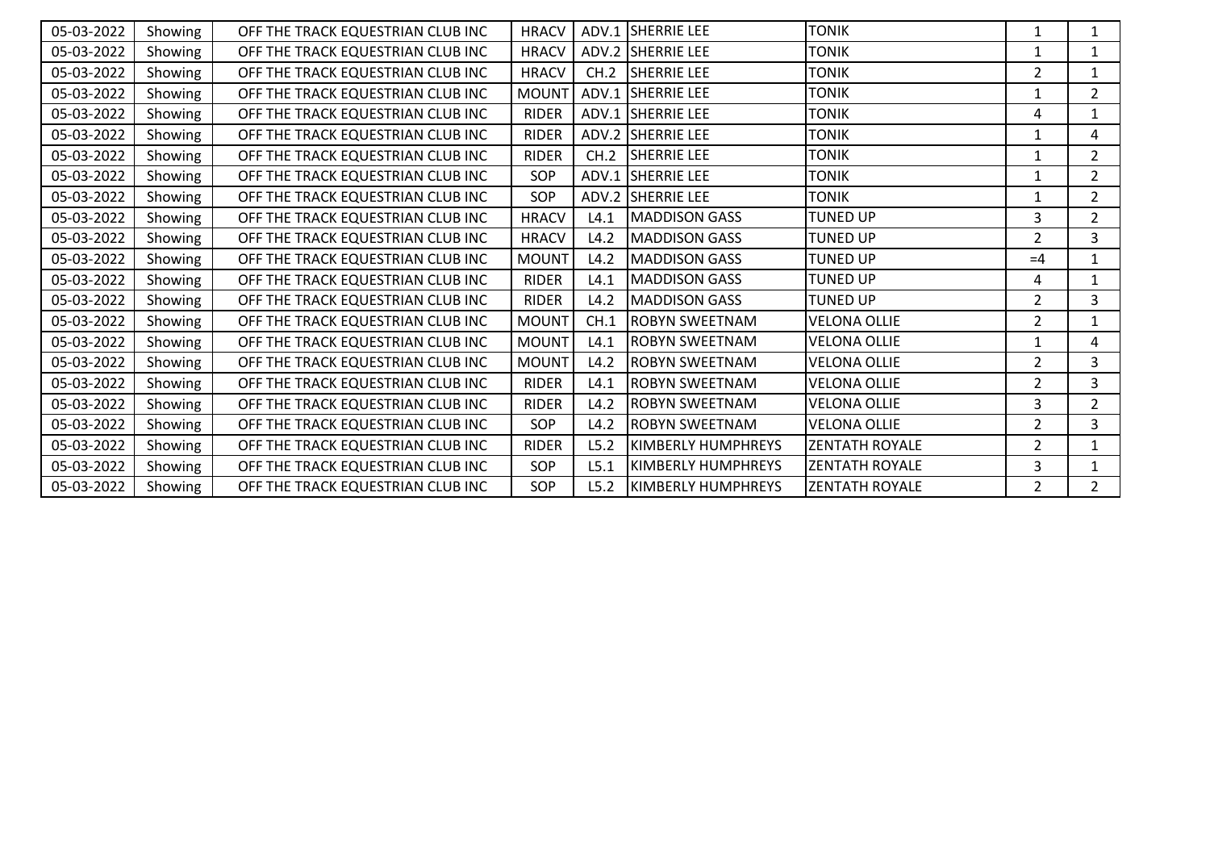| | | | | | | | | |
|---|---|---|---|---|---|---|---|---|
| 05-03-2022 | Showing | OFF THE TRACK EQUESTRIAN CLUB INC | HRACV | ADV.1 | SHERRIE LEE | TONIK | 1 | 1 |
| 05-03-2022 | Showing | OFF THE TRACK EQUESTRIAN CLUB INC | HRACV | ADV.2 | SHERRIE LEE | TONIK | 1 | 1 |
| 05-03-2022 | Showing | OFF THE TRACK EQUESTRIAN CLUB INC | HRACV | CH.2 | SHERRIE LEE | TONIK | 2 | 1 |
| 05-03-2022 | Showing | OFF THE TRACK EQUESTRIAN CLUB INC | MOUNT | ADV.1 | SHERRIE LEE | TONIK | 1 | 2 |
| 05-03-2022 | Showing | OFF THE TRACK EQUESTRIAN CLUB INC | RIDER | ADV.1 | SHERRIE LEE | TONIK | 4 | 1 |
| 05-03-2022 | Showing | OFF THE TRACK EQUESTRIAN CLUB INC | RIDER | ADV.2 | SHERRIE LEE | TONIK | 1 | 4 |
| 05-03-2022 | Showing | OFF THE TRACK EQUESTRIAN CLUB INC | RIDER | CH.2 | SHERRIE LEE | TONIK | 1 | 2 |
| 05-03-2022 | Showing | OFF THE TRACK EQUESTRIAN CLUB INC | SOP | ADV.1 | SHERRIE LEE | TONIK | 1 | 2 |
| 05-03-2022 | Showing | OFF THE TRACK EQUESTRIAN CLUB INC | SOP | ADV.2 | SHERRIE LEE | TONIK | 1 | 2 |
| 05-03-2022 | Showing | OFF THE TRACK EQUESTRIAN CLUB INC | HRACV | L4.1 | MADDISON GASS | TUNED UP | 3 | 2 |
| 05-03-2022 | Showing | OFF THE TRACK EQUESTRIAN CLUB INC | HRACV | L4.2 | MADDISON GASS | TUNED UP | 2 | 3 |
| 05-03-2022 | Showing | OFF THE TRACK EQUESTRIAN CLUB INC | MOUNT | L4.2 | MADDISON GASS | TUNED UP | =4 | 1 |
| 05-03-2022 | Showing | OFF THE TRACK EQUESTRIAN CLUB INC | RIDER | L4.1 | MADDISON GASS | TUNED UP | 4 | 1 |
| 05-03-2022 | Showing | OFF THE TRACK EQUESTRIAN CLUB INC | RIDER | L4.2 | MADDISON GASS | TUNED UP | 2 | 3 |
| 05-03-2022 | Showing | OFF THE TRACK EQUESTRIAN CLUB INC | MOUNT | CH.1 | ROBYN SWEETNAM | VELONA OLLIE | 2 | 1 |
| 05-03-2022 | Showing | OFF THE TRACK EQUESTRIAN CLUB INC | MOUNT | L4.1 | ROBYN SWEETNAM | VELONA OLLIE | 1 | 4 |
| 05-03-2022 | Showing | OFF THE TRACK EQUESTRIAN CLUB INC | MOUNT | L4.2 | ROBYN SWEETNAM | VELONA OLLIE | 2 | 3 |
| 05-03-2022 | Showing | OFF THE TRACK EQUESTRIAN CLUB INC | RIDER | L4.1 | ROBYN SWEETNAM | VELONA OLLIE | 2 | 3 |
| 05-03-2022 | Showing | OFF THE TRACK EQUESTRIAN CLUB INC | RIDER | L4.2 | ROBYN SWEETNAM | VELONA OLLIE | 3 | 2 |
| 05-03-2022 | Showing | OFF THE TRACK EQUESTRIAN CLUB INC | SOP | L4.2 | ROBYN SWEETNAM | VELONA OLLIE | 2 | 3 |
| 05-03-2022 | Showing | OFF THE TRACK EQUESTRIAN CLUB INC | RIDER | L5.2 | KIMBERLY HUMPHREYS | ZENTATH ROYALE | 2 | 1 |
| 05-03-2022 | Showing | OFF THE TRACK EQUESTRIAN CLUB INC | SOP | L5.1 | KIMBERLY HUMPHREYS | ZENTATH ROYALE | 3 | 1 |
| 05-03-2022 | Showing | OFF THE TRACK EQUESTRIAN CLUB INC | SOP | L5.2 | KIMBERLY HUMPHREYS | ZENTATH ROYALE | 2 | 2 |